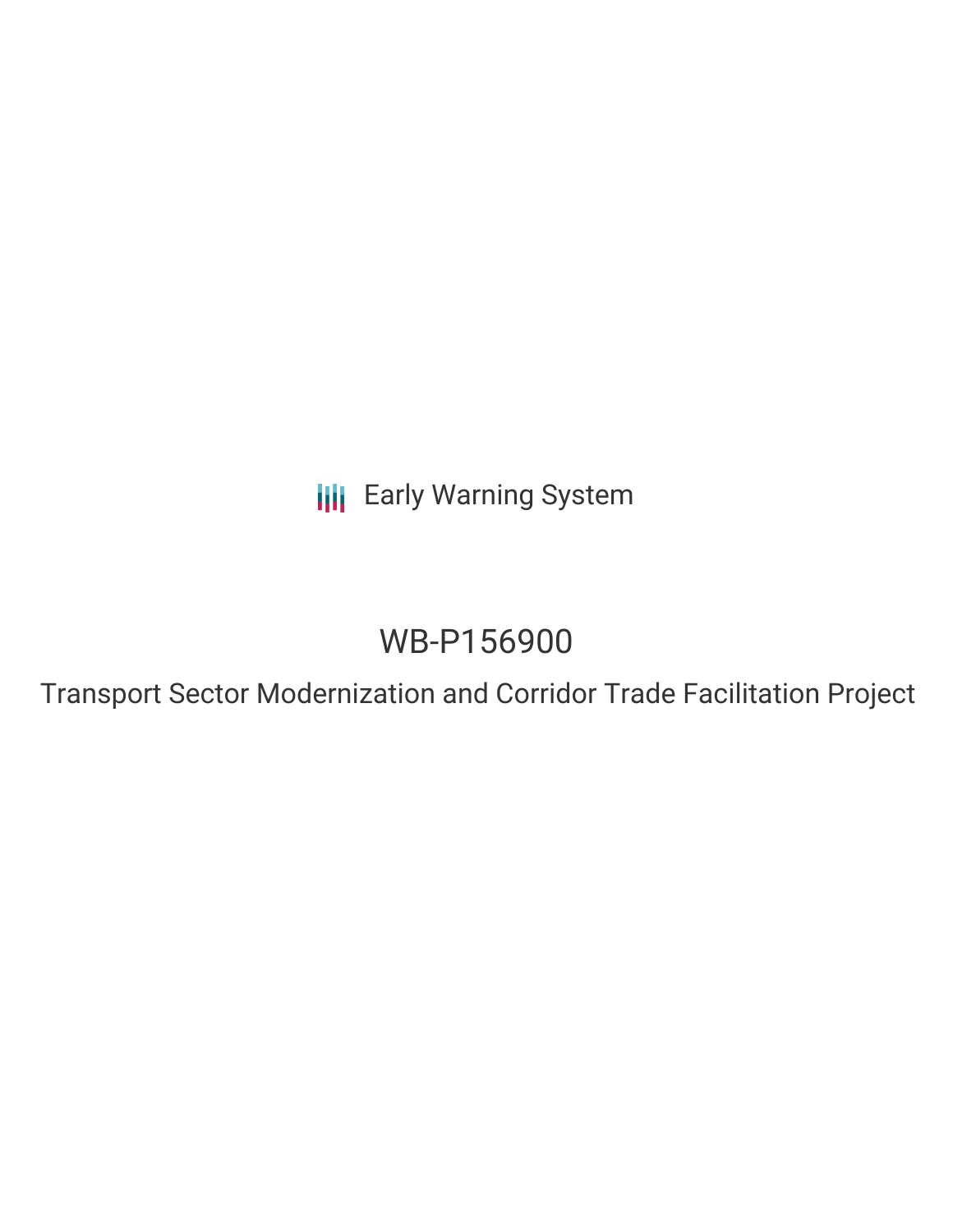Early Warning System

# WB-P156900

## Transport Sector Modernization and Corridor Trade Facilitation Project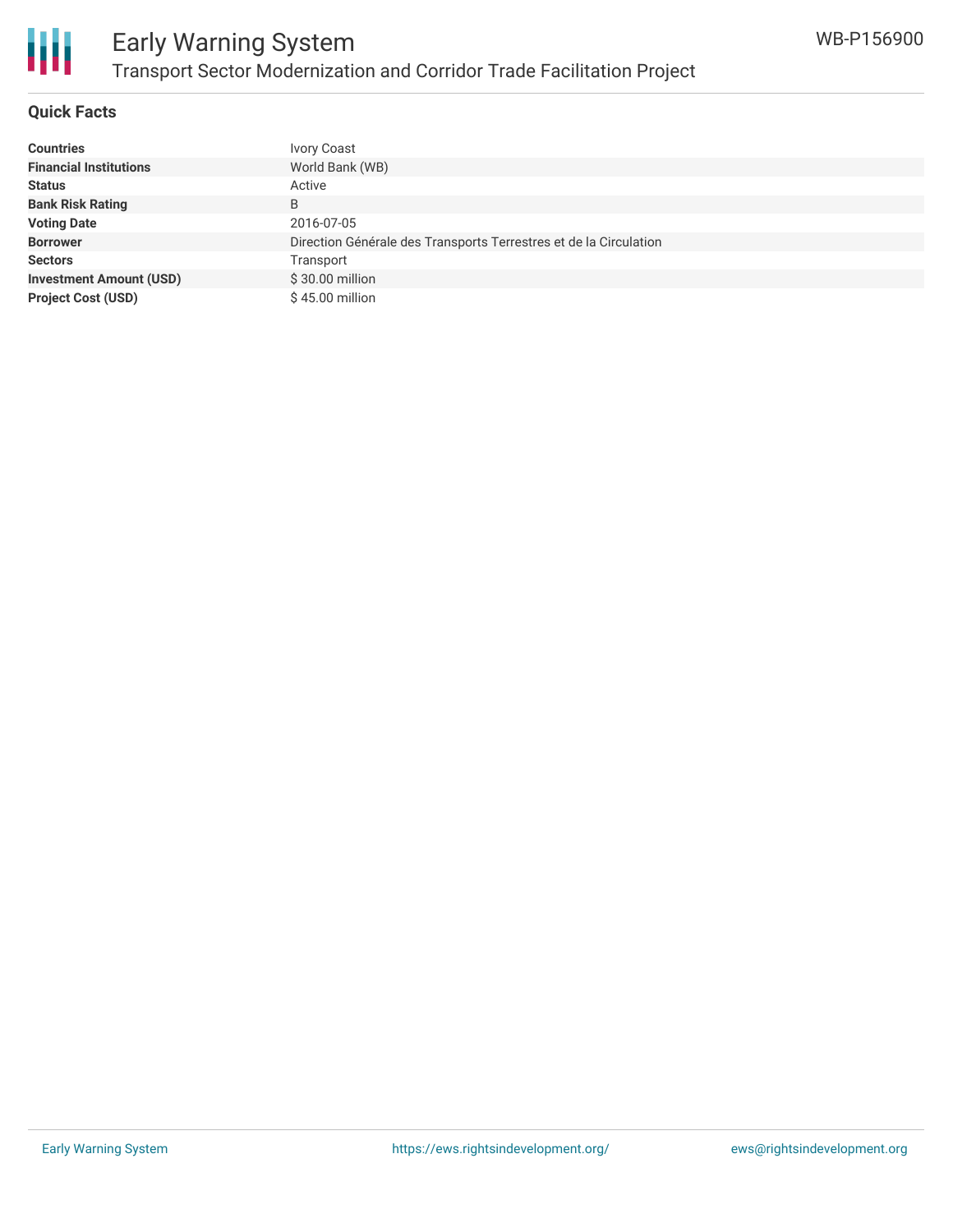## Quick Facts

| | |
|---|---|
| **Countries** | Ivory Coast |
| **Financial Institutions** | World Bank (WB) |
| **Status** | Active |
| **Bank Risk Rating** | B |
| **Voting Date** | 2016-07-05 |
| **Borrower** | Direction Générale des Transports Terrestres et de la Circulation |
| **Sectors** | Transport |
| **Investment Amount (USD)** | $ 30.00 million |
| **Project Cost (USD)** | $ 45.00 million |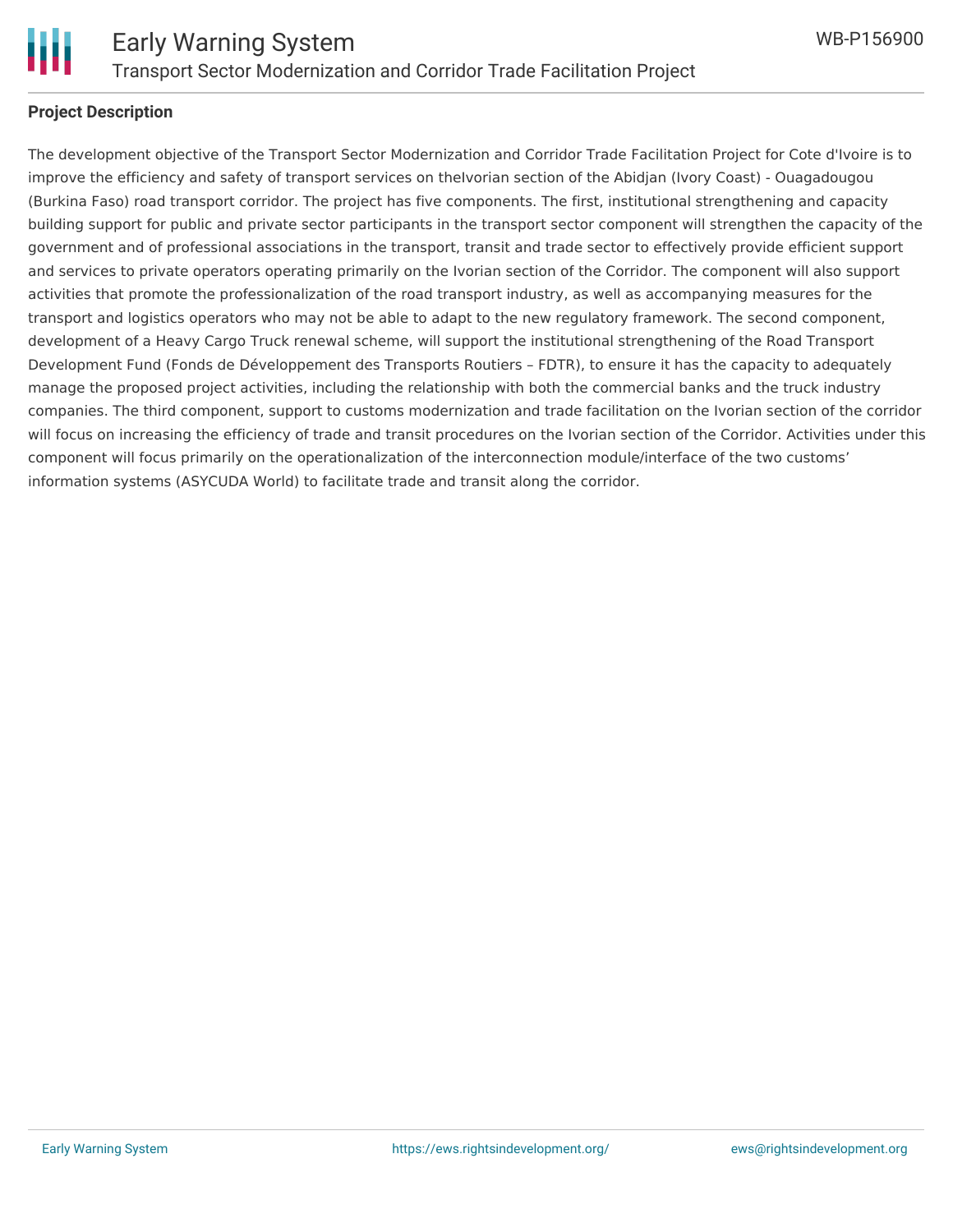## Project Description

The development objective of the Transport Sector Modernization and Corridor Trade Facilitation Project for Cote d'Ivoire is to improve the efficiency and safety of transport services on theIvorian section of the Abidjan (Ivory Coast) - Ouagadougou (Burkina Faso) road transport corridor. The project has five components. The first, institutional strengthening and capacity building support for public and private sector participants in the transport sector component will strengthen the capacity of the government and of professional associations in the transport, transit and trade sector to effectively provide efficient support and services to private operators operating primarily on the Ivorian section of the Corridor. The component will also support activities that promote the professionalization of the road transport industry, as well as accompanying measures for the transport and logistics operators who may not be able to adapt to the new regulatory framework. The second component, development of a Heavy Cargo Truck renewal scheme, will support the institutional strengthening of the Road Transport Development Fund (Fonds de Développement des Transports Routiers – FDTR), to ensure it has the capacity to adequately manage the proposed project activities, including the relationship with both the commercial banks and the truck industry companies. The third component, support to customs modernization and trade facilitation on the Ivorian section of the corridor will focus on increasing the efficiency of trade and transit procedures on the Ivorian section of the Corridor. Activities under this component will focus primarily on the operationalization of the interconnection module/interface of the two customs' information systems (ASYCUDA World) to facilitate trade and transit along the corridor.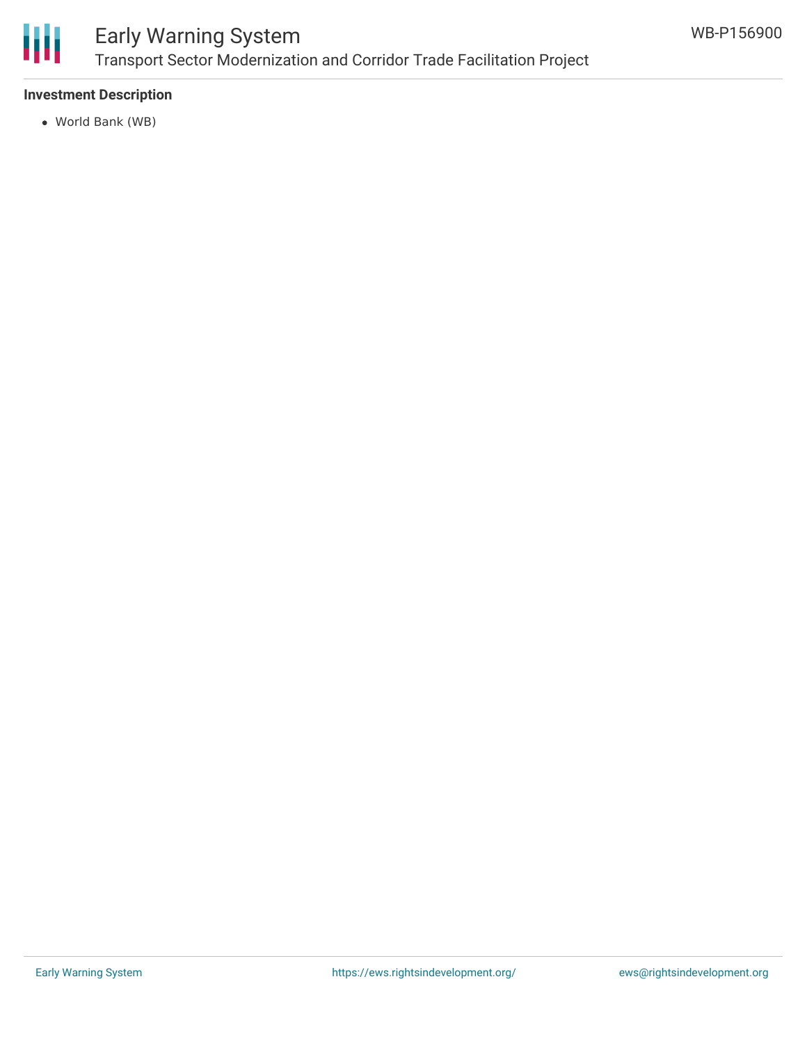**Investment Description**

- World Bank (WB)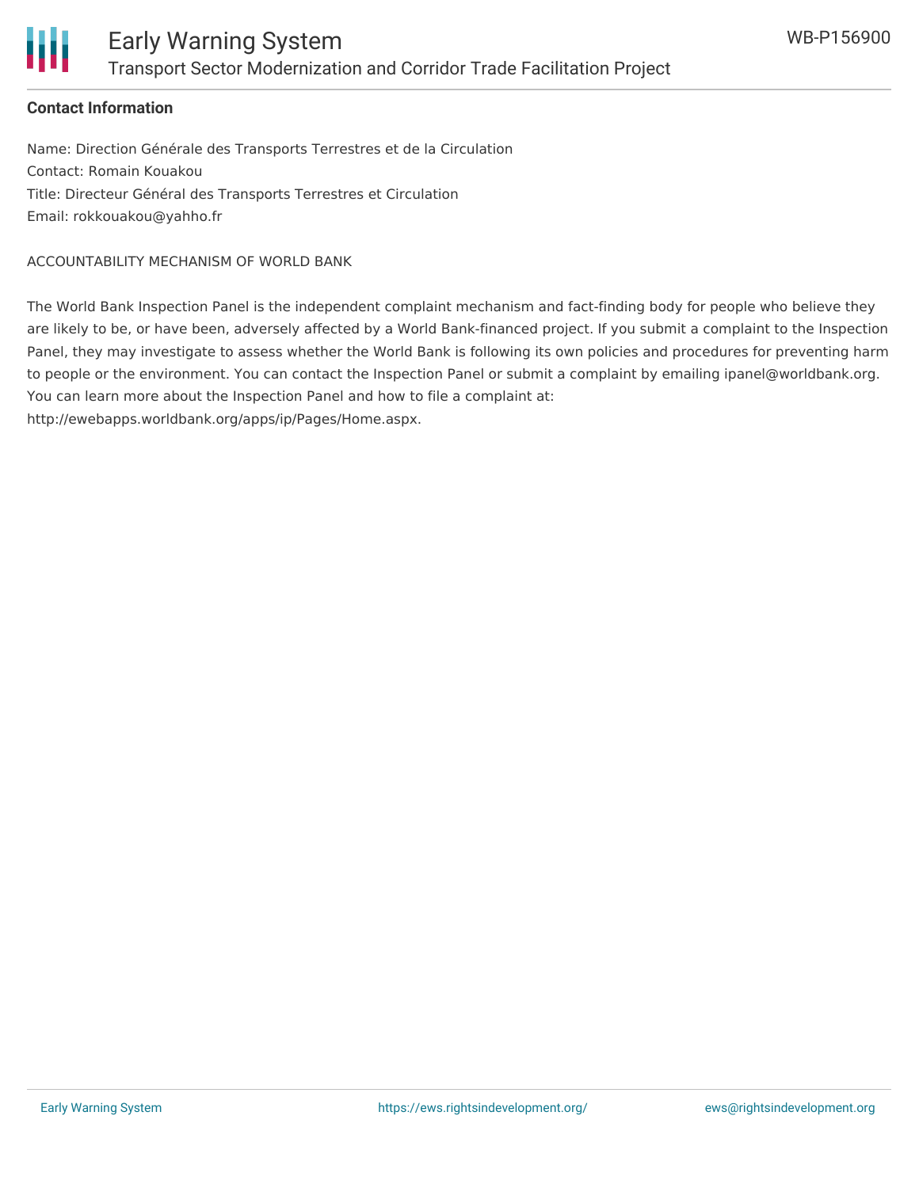**Contact Information**

Name: Direction Générale des Transports Terrestres et de la Circulation
Contact: Romain Kouakou
Title: Directeur Général des Transports Terrestres et Circulation
Email: rokkouakou@yahho.fr

ACCOUNTABILITY MECHANISM OF WORLD BANK

The World Bank Inspection Panel is the independent complaint mechanism and fact-finding body for people who believe they are likely to be, or have been, adversely affected by a World Bank-financed project. If you submit a complaint to the Inspection Panel, they may investigate to assess whether the World Bank is following its own policies and procedures for preventing harm to people or the environment. You can contact the Inspection Panel or submit a complaint by emailing ipanel@worldbank.org. You can learn more about the Inspection Panel and how to file a complaint at: http://ewebapps.worldbank.org/apps/ip/Pages/Home.aspx.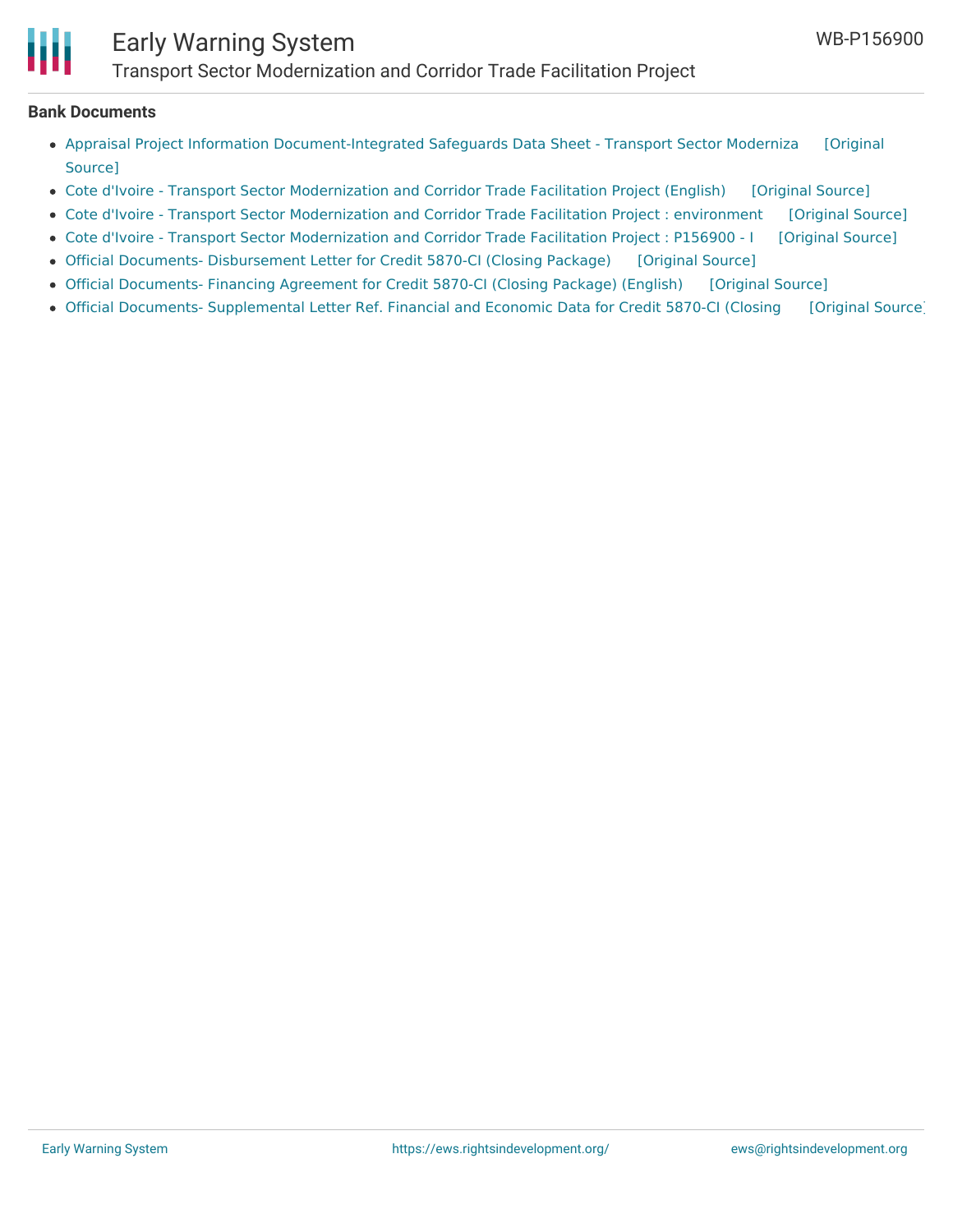**Bank Documents**

- Appraisal Project Information Document-Integrated Safeguards Data Sheet - Transport Sector Moderniza [Original Source]
- Cote d'Ivoire - Transport Sector Modernization and Corridor Trade Facilitation Project (English) [Original Source]
- Cote d'Ivoire - Transport Sector Modernization and Corridor Trade Facilitation Project : environment [Original Source]
- Cote d'Ivoire - Transport Sector Modernization and Corridor Trade Facilitation Project : P156900 - I [Original Source]
- Official Documents- Disbursement Letter for Credit 5870-CI (Closing Package) [Original Source]
- Official Documents- Financing Agreement for Credit 5870-CI (Closing Package) (English) [Original Source]
- Official Documents- Supplemental Letter Ref. Financial and Economic Data for Credit 5870-CI (Closing [Original Source]